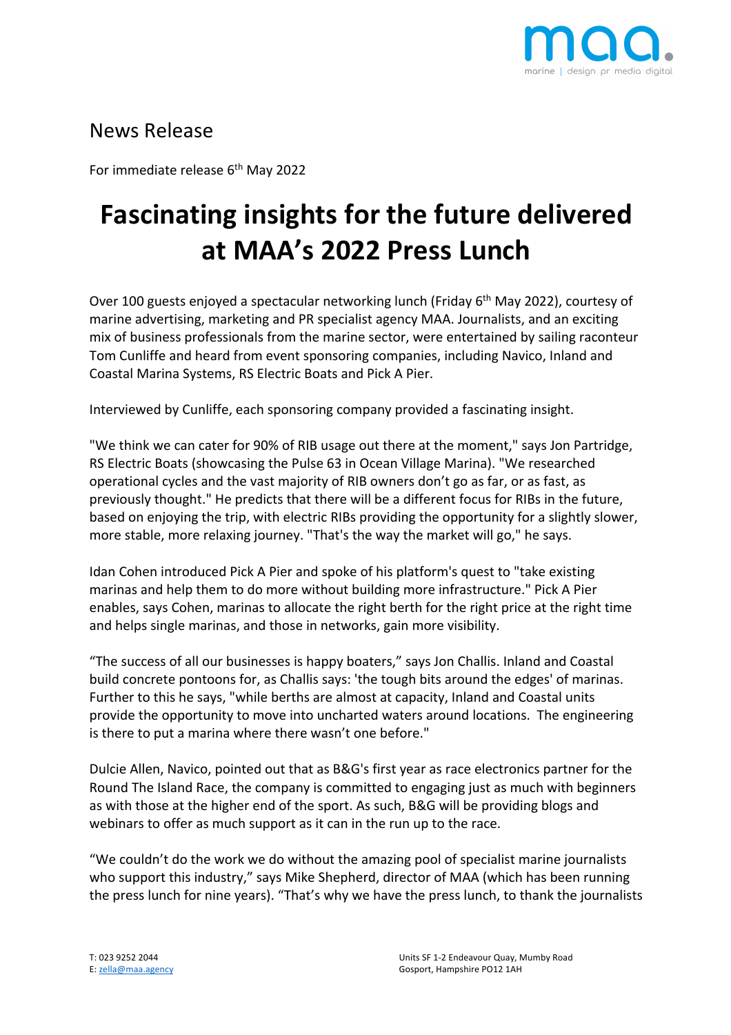## News Release

For immediate release 6th May 2022

# Fascinating insights for the future delivered at MAA's 2022 Press Lunch

Over 100 guests enjoyed a spectacular networking lunch (Friday 6th May 2022), courtesy of marine advertising, marketing and PR specialist agency MAA. Journalists, and an exciting mix of business professionals from the marine sector, were entertained by sailing raconteur Tom Cunliffe and heard from event sponsoring companies, including Navico, Inland and Coastal Marina Systems, RS Electric Boats and Pick A Pier.

Interviewed by Cunliffe, each sponsoring company provided a fascinating insight.

"We think we can cater for 90% of RIB usage out there at the moment," says Jon Partridge, RS Electric Boats (showcasing the Pulse 63 in Ocean Village Marina). "We researched operational cycles and the vast majority of RIB owners don't go as far, or as fast, as previously thought." He predicts that there will be a different focus for RIBs in the future, based on enjoying the trip, with electric RIBs providing the opportunity for a slightly slower, more stable, more relaxing journey. "That's the way the market will go," he says.

Idan Cohen introduced Pick A Pier and spoke of his platform's quest to "take existing marinas and help them to do more without building more infrastructure." Pick A Pier enables, says Cohen, marinas to allocate the right berth for the right price at the right time and helps single marinas, and those in networks, gain more visibility.

"The success of all our businesses is happy boaters," says Jon Challis. Inland and Coastal build concrete pontoons for, as Challis says: 'the tough bits around the edges' of marinas. Further to this he says, "while berths are almost at capacity, Inland and Coastal units provide the opportunity to move into uncharted waters around locations. The engineering is there to put a marina where there wasn't one before."

Dulcie Allen, Navico, pointed out that as B&G's first year as race electronics partner for the Round The Island Race, the company is committed to engaging just as much with beginners as with those at the higher end of the sport. As such, B&G will be providing blogs and webinars to offer as much support as it can in the run up to the race.

"We couldn't do the work we do without the amazing pool of specialist marine journalists who support this industry," says Mike Shepherd, director of MAA (which has been running the press lunch for nine years). "That's why we have the press lunch, to thank the journalists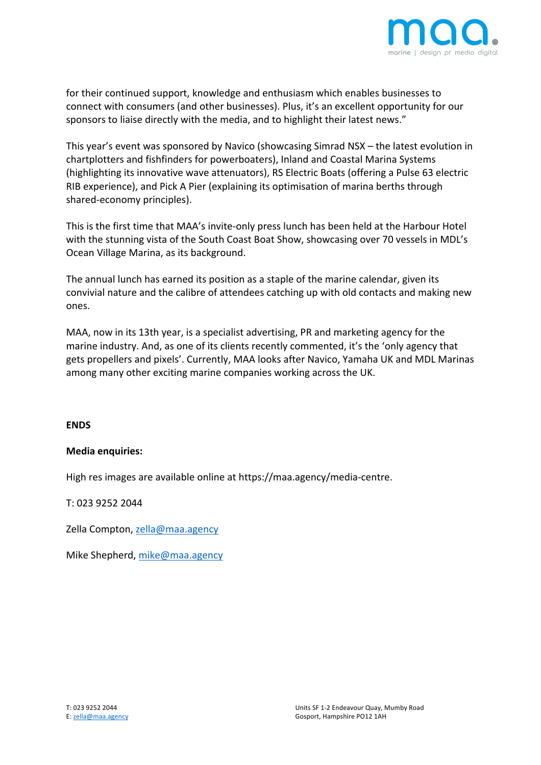for their continued support, knowledge and enthusiasm which enables businesses to connect with consumers (and other businesses). Plus, it's an excellent opportunity for our sponsors to liaise directly with the media, and to highlight their latest news."

This year's event was sponsored by Navico (showcasing Simrad NSX – the latest evolution in chartplotters and fishfinders for powerboaters), Inland and Coastal Marina Systems (highlighting its innovative wave attenuators), RS Electric Boats (offering a Pulse 63 electric RIB experience), and Pick A Pier (explaining its optimisation of marina berths through shared-economy principles).

This is the first time that MAA's invite-only press lunch has been held at the Harbour Hotel with the stunning vista of the South Coast Boat Show, showcasing over 70 vessels in MDL's Ocean Village Marina, as its background.

The annual lunch has earned its position as a staple of the marine calendar, given its convivial nature and the calibre of attendees catching up with old contacts and making new ones.

MAA, now in its 13th year, is a specialist advertising, PR and marketing agency for the marine industry. And, as one of its clients recently commented, it's the 'only agency that gets propellers and pixels'. Currently, MAA looks after Navico, Yamaha UK and MDL Marinas among many other exciting marine companies working across the UK.

**ENDS**

**Media enquiries:**

High res images are available online at https://maa.agency/media-centre.

T: 023 9252 2044

Zella Compton, zella@maa.agency

Mike Shepherd, mike@maa.agency